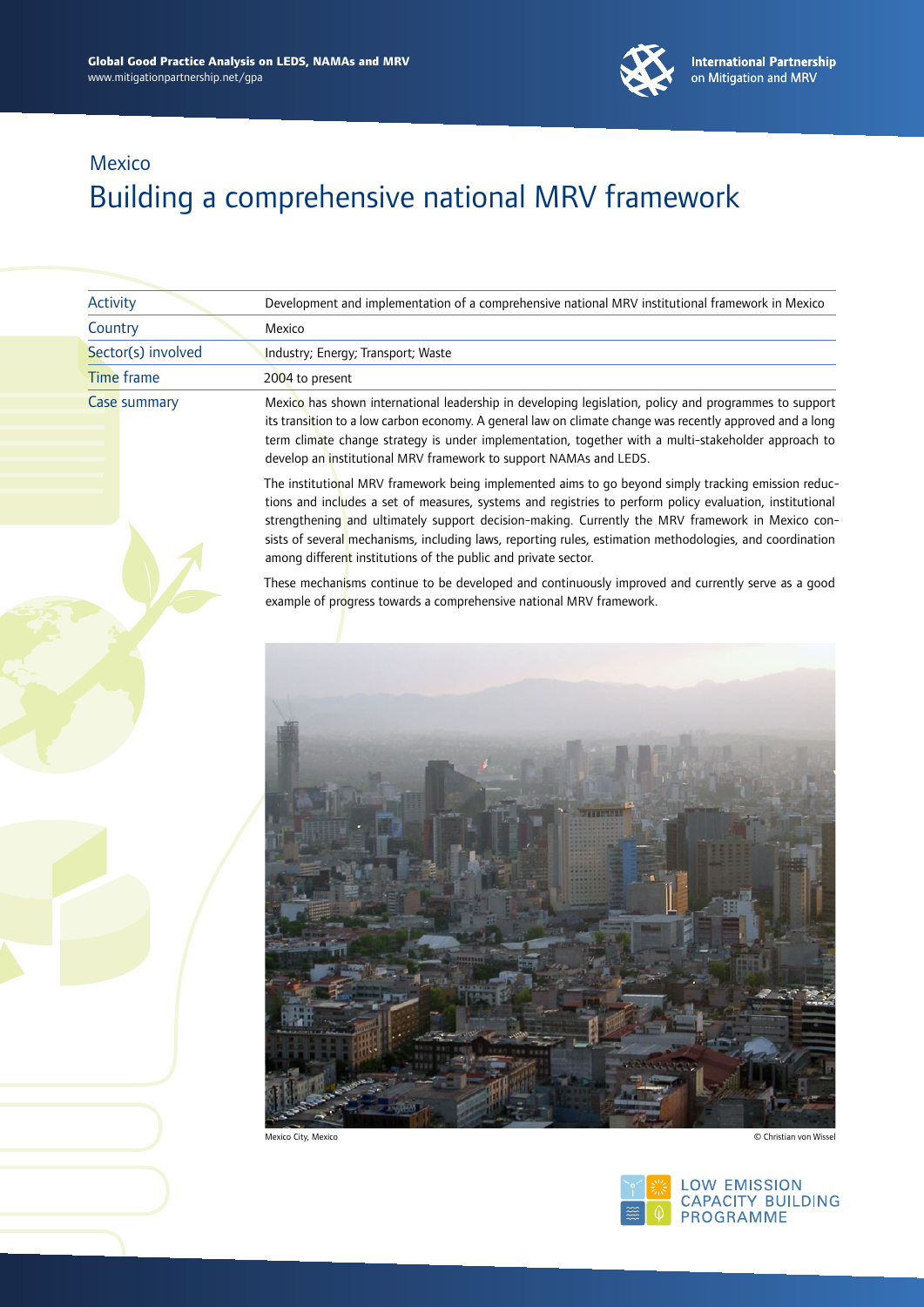Global Good Practice Analysis on LEDS, NAMAs and MRV
www.mitigationpartnership.net/gpa

International Partnership on Mitigation and MRV

Mexico

# Building a comprehensive national MRV framework

| | |
|---|---|
| Activity | Development and implementation of a comprehensive national MRV institutional framework in Mexico |
| Country | Mexico |
| Sector(s) involved | Industry; Energy; Transport; Waste |
| Time frame | 2004 to present |
| Case summary | Mexico has shown international leadership in developing legislation, policy and programmes to support its transition to a low carbon economy. A general law on climate change was recently approved and a long term climate change strategy is under implementation, together with a multi-stakeholder approach to develop an institutional MRV framework to support NAMAs and LEDS. |

The institutional MRV framework being implemented aims to go beyond simply tracking emission reductions and includes a set of measures, systems and registries to perform policy evaluation, institutional strengthening and ultimately support decision-making. Currently the MRV framework in Mexico consists of several mechanisms, including laws, reporting rules, estimation methodologies, and coordination among different institutions of the public and private sector.

These mechanisms continue to be developed and continuously improved and currently serve as a good example of progress towards a comprehensive national MRV framework.

Mexico City, Mexico © Christian von Wissel

LOW EMISSION CAPACITY BUILDING PROGRAMME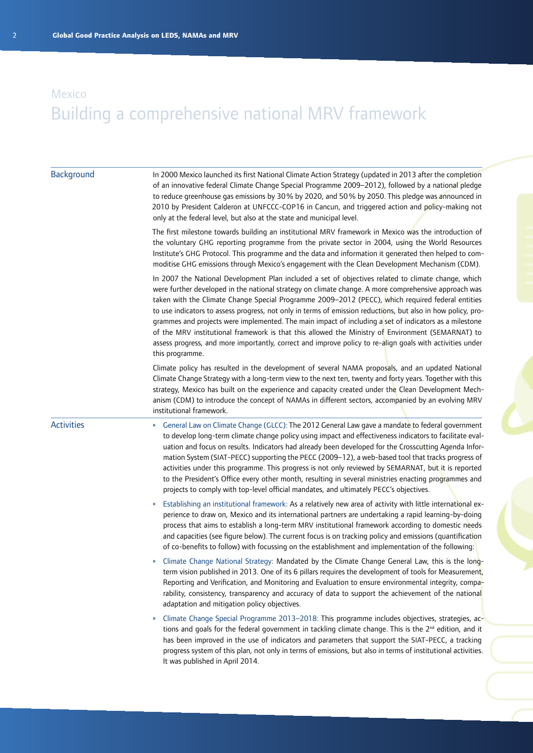# Mexico

## Building a comprehensive national MRV framework

### Background

In 2000 Mexico launched its first National Climate Action Strategy (updated in 2013 after the completion of an innovative federal Climate Change Special Programme 2009–2012), followed by a national pledge to reduce greenhouse gas emissions by 30% by 2020, and 50% by 2050. This pledge was announced in 2010 by President Calderon at UNFCCC-COP16 in Cancun, and triggered action and policy-making not only at the federal level, but also at the state and municipal level.

The first milestone towards building an institutional MRV framework in Mexico was the introduction of the voluntary GHG reporting programme from the private sector in 2004, using the World Resources Institute's GHG Protocol. This programme and the data and information it generated then helped to commoditise GHG emissions through Mexico's engagement with the Clean Development Mechanism (CDM).

In 2007 the National Development Plan included a set of objectives related to climate change, which were further developed in the national strategy on climate change. A more comprehensive approach was taken with the Climate Change Special Programme 2009–2012 (PECC), which required federal entities to use indicators to assess progress, not only in terms of emission reductions, but also in how policy, programmes and projects were implemented. The main impact of including a set of indicators as a milestone of the MRV institutional framework is that this allowed the Ministry of Environment (SEMARNAT) to assess progress, and more importantly, correct and improve policy to re-align goals with activities under this programme.

Climate policy has resulted in the development of several NAMA proposals, and an updated National Climate Change Strategy with a long-term view to the next ten, twenty and forty years. Together with this strategy, Mexico has built on the experience and capacity created under the Clean Development Mechanism (CDM) to introduce the concept of NAMAs in different sectors, accompanied by an evolving MRV institutional framework.

### Activities

- General Law on Climate Change (GLCC): The 2012 General Law gave a mandate to federal government to develop long-term climate change policy using impact and effectiveness indicators to facilitate evaluation and focus on results. Indicators had already been developed for the Crosscutting Agenda Information System (SIAT-PECC) supporting the PECC (2009–12), a web-based tool that tracks progress of activities under this programme. This progress is not only reviewed by SEMARNAT, but it is reported to the President's Office every other month, resulting in several ministries enacting programmes and projects to comply with top-level official mandates, and ultimately PECC's objectives.

- Establishing an institutional framework: As a relatively new area of activity with little international experience to draw on, Mexico and its international partners are undertaking a rapid learning-by-doing process that aims to establish a long-term MRV institutional framework according to domestic needs and capacities (see figure below). The current focus is on tracking policy and emissions (quantification of co-benefits to follow) with focussing on the establishment and implementation of the following:

- Climate Change National Strategy: Mandated by the Climate Change General Law, this is the long-term vision published in 2013. One of its 6 pillars requires the development of tools for Measurement, Reporting and Verification, and Monitoring and Evaluation to ensure environmental integrity, comparability, consistency, transparency and accuracy of data to support the achievement of the national adaptation and mitigation policy objectives.

- Climate Change Special Programme 2013–2018: This programme includes objectives, strategies, actions and goals for the federal government in tackling climate change. This is the 2nd edition, and it has been improved in the use of indicators and parameters that support the SIAT-PECC, a tracking progress system of this plan, not only in terms of emissions, but also in terms of institutional activities. It was published in April 2014.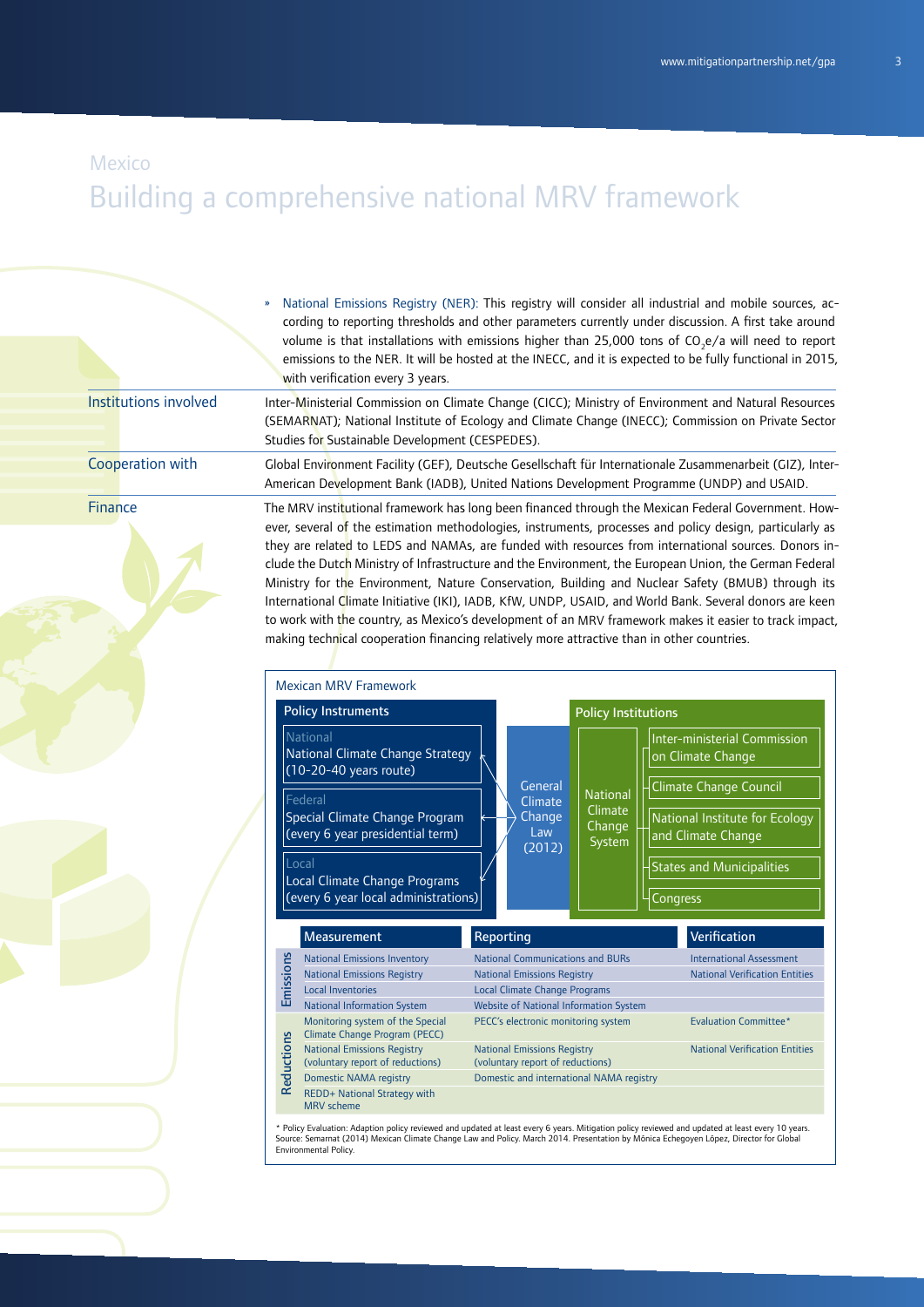Mexico

# Building a comprehensive national MRV framework

- National Emissions Registry (NER): This registry will consider all industrial and mobile sources, according to reporting thresholds and other parameters currently under discussion. A first take around volume is that installations with emissions higher than 25,000 tons of $CO_2e/a$ will need to report emissions to the NER. It will be hosted at the INECC, and it is expected to be fully functional in 2015, with verification every 3 years.

**Institutions involved**

Inter-Ministerial Commission on Climate Change (CICC); Ministry of Environment and Natural Resources (SEMARNAT); National Institute of Ecology and Climate Change (INECC); Commission on Private Sector Studies for Sustainable Development (CESPEDES).

**Cooperation with**

Global Environment Facility (GEF), Deutsche Gesellschaft für Internationale Zusammenarbeit (GIZ), Inter-American Development Bank (IADB), United Nations Development Programme (UNDP) and USAID.

**Finance**

The MRV institutional framework has long been financed through the Mexican Federal Government. However, several of the estimation methodologies, instruments, processes and policy design, particularly as they are related to LEDS and NAMAs, are funded with resources from international sources. Donors include the Dutch Ministry of Infrastructure and the Environment, the European Union, the German Federal Ministry for the Environment, Nature Conservation, Building and Nuclear Safety (BMUB) through its International Climate Initiative (IKI), IADB, KfW, UNDP, USAID, and World Bank. Several donors are keen to work with the country, as Mexico's development of an MRV framework makes it easier to track impact, making technical cooperation financing relatively more attractive than in other countries.

**Mexican MRV Framework**

**Policy Instruments**

- National: National Climate Change Strategy (10-20-40 years route)
- Federal: Special Climate Change Program (every 6 year presidential term)
- Local: Local Climate Change Programs (every 6 year local administrations)

General Climate Change Law (2012) — National Climate Change System

**Policy Institutions**

- Inter-ministerial Commission on Climate Change
- Climate Change Council
- National Institute for Ecology and Climate Change
- States and Municipalities
- Congress

| | Measurement | Reporting | Verification |
|---|---|---|---|
| Emissions | National Emissions Inventory | National Communications and BURs | International Assessment |
| | National Emissions Registry | National Emissions Registry | National Verification Entities |
| | Local Inventories | Local Climate Change Programs | |
| | National Information System | Website of National Information System | |
| Reductions | Monitoring system of the Special Climate Change Program (PECC) | PECC's electronic monitoring system | Evaluation Committee* |
| | National Emissions Registry (voluntary report of reductions) | National Emissions Registry (voluntary report of reductions) | National Verification Entities |
| | Domestic NAMA registry | Domestic and international NAMA registry | |
| | REDD+ National Strategy with MRV scheme | | |

\* Policy Evaluation: Adaption policy reviewed and updated at least every 6 years. Mitigation policy reviewed and updated at least every 10 years.
Source: Semarnat (2014) Mexican Climate Change Law and Policy. March 2014. Presentation by Mónica Echegoyen López, Director for Global Environmental Policy.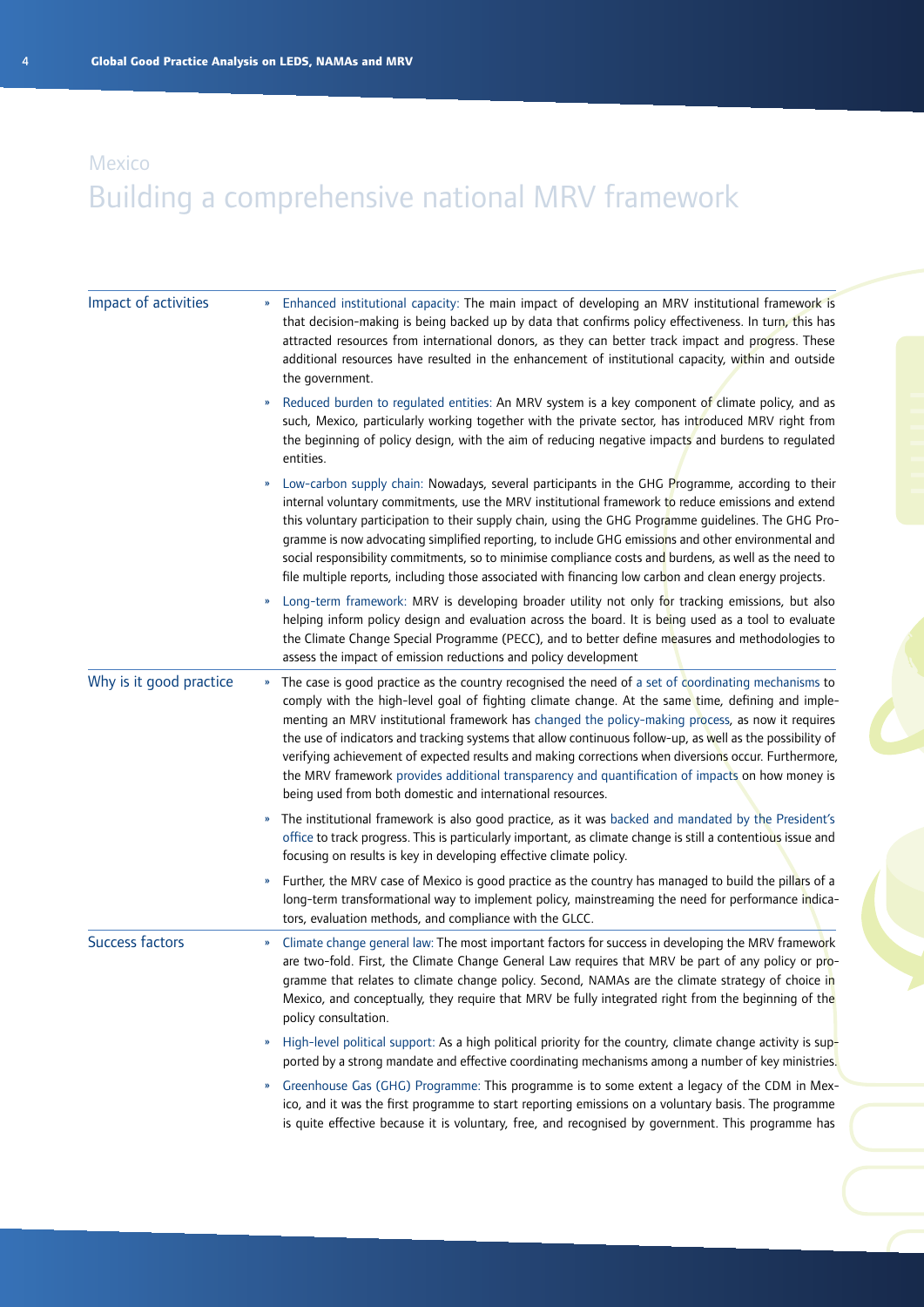Mexico

# Building a comprehensive national MRV framework

## Impact of activities

- Enhanced institutional capacity: The main impact of developing an MRV institutional framework is that decision-making is being backed up by data that confirms policy effectiveness. In turn, this has attracted resources from international donors, as they can better track impact and progress. These additional resources have resulted in the enhancement of institutional capacity, within and outside the government.
- Reduced burden to regulated entities: An MRV system is a key component of climate policy, and as such, Mexico, particularly working together with the private sector, has introduced MRV right from the beginning of policy design, with the aim of reducing negative impacts and burdens to regulated entities.
- Low-carbon supply chain: Nowadays, several participants in the GHG Programme, according to their internal voluntary commitments, use the MRV institutional framework to reduce emissions and extend this voluntary participation to their supply chain, using the GHG Programme guidelines. The GHG Programme is now advocating simplified reporting, to include GHG emissions and other environmental and social responsibility commitments, so to minimise compliance costs and burdens, as well as the need to file multiple reports, including those associated with financing low carbon and clean energy projects.
- Long-term framework: MRV is developing broader utility not only for tracking emissions, but also helping inform policy design and evaluation across the board. It is being used as a tool to evaluate the Climate Change Special Programme (PECC), and to better define measures and methodologies to assess the impact of emission reductions and policy development

## Why is it good practice

- The case is good practice as the country recognised the need of a set of coordinating mechanisms to comply with the high-level goal of fighting climate change. At the same time, defining and implementing an MRV institutional framework has changed the policy-making process, as now it requires the use of indicators and tracking systems that allow continuous follow-up, as well as the possibility of verifying achievement of expected results and making corrections when diversions occur. Furthermore, the MRV framework provides additional transparency and quantification of impacts on how money is being used from both domestic and international resources.
- The institutional framework is also good practice, as it was backed and mandated by the President's office to track progress. This is particularly important, as climate change is still a contentious issue and focusing on results is key in developing effective climate policy.
- Further, the MRV case of Mexico is good practice as the country has managed to build the pillars of a long-term transformational way to implement policy, mainstreaming the need for performance indicators, evaluation methods, and compliance with the GLCC.

## Success factors

- Climate change general law: The most important factors for success in developing the MRV framework are two-fold. First, the Climate Change General Law requires that MRV be part of any policy or programme that relates to climate change policy. Second, NAMAs are the climate strategy of choice in Mexico, and conceptually, they require that MRV be fully integrated right from the beginning of the policy consultation.
- High-level political support: As a high political priority for the country, climate change activity is supported by a strong mandate and effective coordinating mechanisms among a number of key ministries.
- Greenhouse Gas (GHG) Programme: This programme is to some extent a legacy of the CDM in Mexico, and it was the first programme to start reporting emissions on a voluntary basis. The programme is quite effective because it is voluntary, free, and recognised by government. This programme has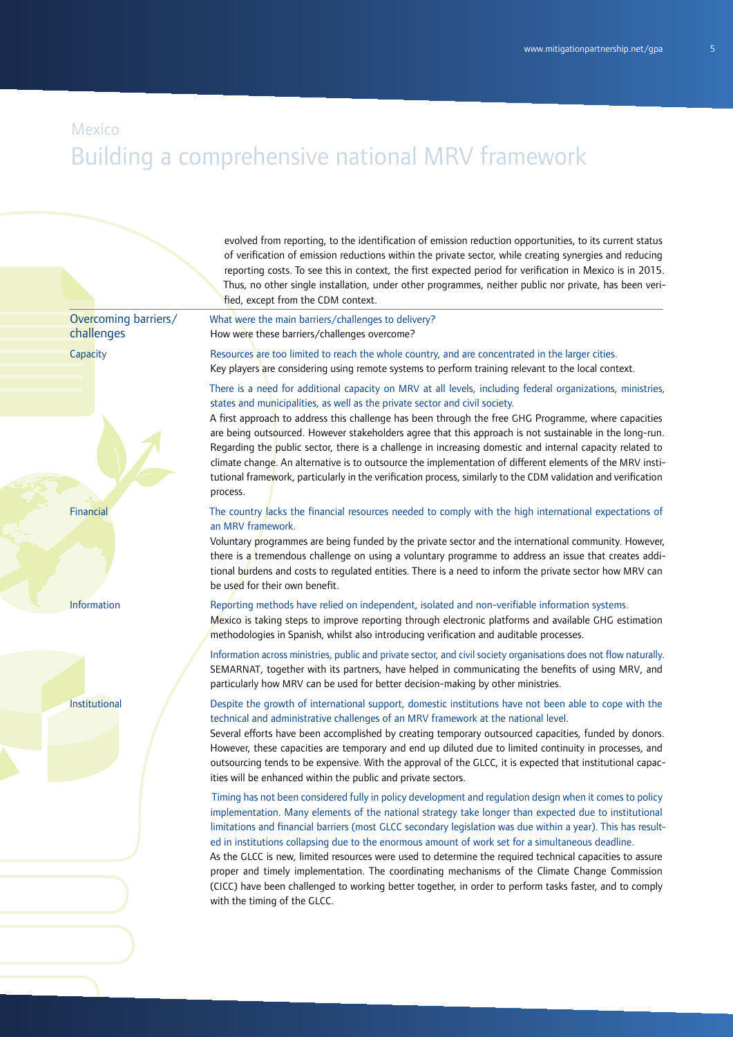Mexico

# Building a comprehensive national MRV framework

evolved from reporting, to the identification of emission reduction opportunities, to its current status of verification of emission reductions within the private sector, while creating synergies and reducing reporting costs. To see this in context, the first expected period for verification in Mexico is in 2015. Thus, no other single installation, under other programmes, neither public nor private, has been verified, except from the CDM context.

## Overcoming barriers/ challenges

What were the main barriers/challenges to delivery?
How were these barriers/challenges overcome?

### Capacity

Resources are too limited to reach the whole country, and are concentrated in the larger cities.
Key players are considering using remote systems to perform training relevant to the local context.

There is a need for additional capacity on MRV at all levels, including federal organizations, ministries, states and municipalities, as well as the private sector and civil society.
A first approach to address this challenge has been through the free GHG Programme, where capacities are being outsourced. However stakeholders agree that this approach is not sustainable in the long-run. Regarding the public sector, there is a challenge in increasing domestic and internal capacity related to climate change. An alternative is to outsource the implementation of different elements of the MRV institutional framework, particularly in the verification process, similarly to the CDM validation and verification process.

### Financial

The country lacks the financial resources needed to comply with the high international expectations of an MRV framework.
Voluntary programmes are being funded by the private sector and the international community. However, there is a tremendous challenge on using a voluntary programme to address an issue that creates additional burdens and costs to regulated entities. There is a need to inform the private sector how MRV can be used for their own benefit.

### Information

Reporting methods have relied on independent, isolated and non-verifiable information systems.
Mexico is taking steps to improve reporting through electronic platforms and available GHG estimation methodologies in Spanish, whilst also introducing verification and auditable processes.

Information across ministries, public and private sector, and civil society organisations does not flow naturally.
SEMARNAT, together with its partners, have helped in communicating the benefits of using MRV, and particularly how MRV can be used for better decision-making by other ministries.

### Institutional

Despite the growth of international support, domestic institutions have not been able to cope with the technical and administrative challenges of an MRV framework at the national level.
Several efforts have been accomplished by creating temporary outsourced capacities, funded by donors. However, these capacities are temporary and end up diluted due to limited continuity in processes, and outsourcing tends to be expensive. With the approval of the GLCC, it is expected that institutional capacities will be enhanced within the public and private sectors.

Timing has not been considered fully in policy development and regulation design when it comes to policy implementation. Many elements of the national strategy take longer than expected due to institutional limitations and financial barriers (most GLCC secondary legislation was due within a year). This has resulted in institutions collapsing due to the enormous amount of work set for a simultaneous deadline.
As the GLCC is new, limited resources were used to determine the required technical capacities to assure proper and timely implementation. The coordinating mechanisms of the Climate Change Commission (CICC) have been challenged to working better together, in order to perform tasks faster, and to comply with the timing of the GLCC.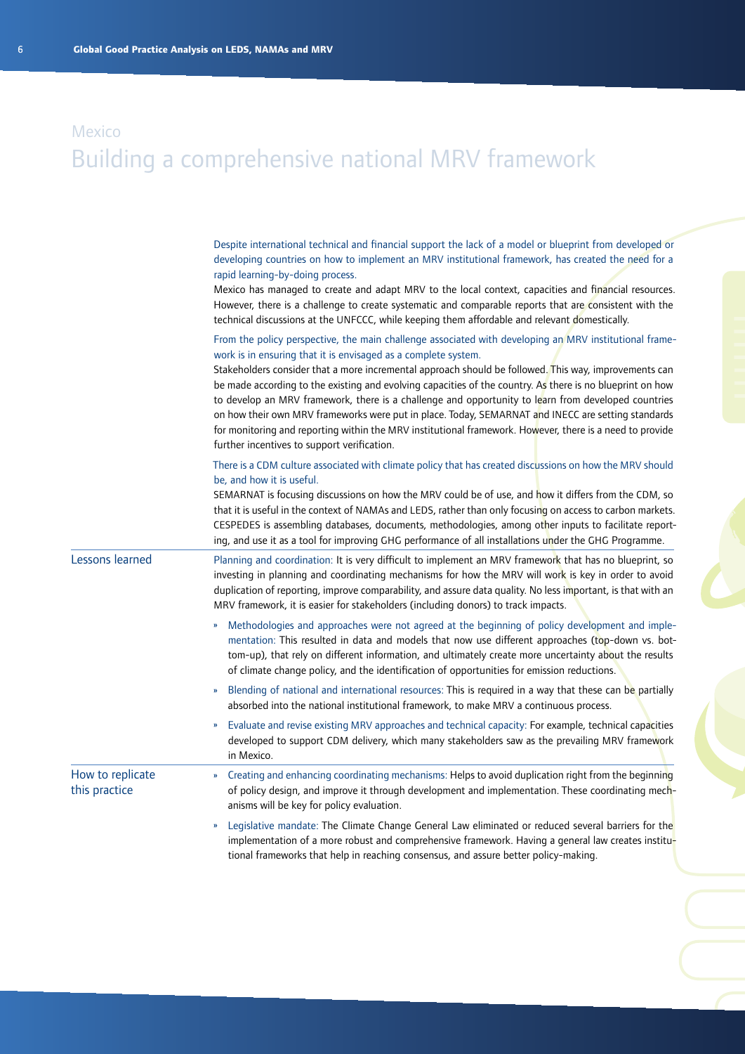Mexico

# Building a comprehensive national MRV framework

Despite international technical and financial support the lack of a model or blueprint from developed or developing countries on how to implement an MRV institutional framework, has created the need for a rapid learning-by-doing process.

Mexico has managed to create and adapt MRV to the local context, capacities and financial resources. However, there is a challenge to create systematic and comparable reports that are consistent with the technical discussions at the UNFCCC, while keeping them affordable and relevant domestically.

From the policy perspective, the main challenge associated with developing an MRV institutional framework is in ensuring that it is envisaged as a complete system.

Stakeholders consider that a more incremental approach should be followed. This way, improvements can be made according to the existing and evolving capacities of the country. As there is no blueprint on how to develop an MRV framework, there is a challenge and opportunity to learn from developed countries on how their own MRV frameworks were put in place. Today, SEMARNAT and INECC are setting standards for monitoring and reporting within the MRV institutional framework. However, there is a need to provide further incentives to support verification.

There is a CDM culture associated with climate policy that has created discussions on how the MRV should be, and how it is useful.

SEMARNAT is focusing discussions on how the MRV could be of use, and how it differs from the CDM, so that it is useful in the context of NAMAs and LEDS, rather than only focusing on access to carbon markets. CESPEDES is assembling databases, documents, methodologies, among other inputs to facilitate reporting, and use it as a tool for improving GHG performance of all installations under the GHG Programme.

## Lessons learned

Planning and coordination: It is very difficult to implement an MRV framework that has no blueprint, so investing in planning and coordinating mechanisms for how the MRV will work is key in order to avoid duplication of reporting, improve comparability, and assure data quality. No less important, is that with an MRV framework, it is easier for stakeholders (including donors) to track impacts.

- Methodologies and approaches were not agreed at the beginning of policy development and implementation: This resulted in data and models that now use different approaches (top-down vs. bottom-up), that rely on different information, and ultimately create more uncertainty about the results of climate change policy, and the identification of opportunities for emission reductions.
- Blending of national and international resources: This is required in a way that these can be partially absorbed into the national institutional framework, to make MRV a continuous process.
- Evaluate and revise existing MRV approaches and technical capacity: For example, technical capacities developed to support CDM delivery, which many stakeholders saw as the prevailing MRV framework in Mexico.

## How to replicate this practice

- Creating and enhancing coordinating mechanisms: Helps to avoid duplication right from the beginning of policy design, and improve it through development and implementation. These coordinating mechanisms will be key for policy evaluation.
- Legislative mandate: The Climate Change General Law eliminated or reduced several barriers for the implementation of a more robust and comprehensive framework. Having a general law creates institutional frameworks that help in reaching consensus, and assure better policy-making.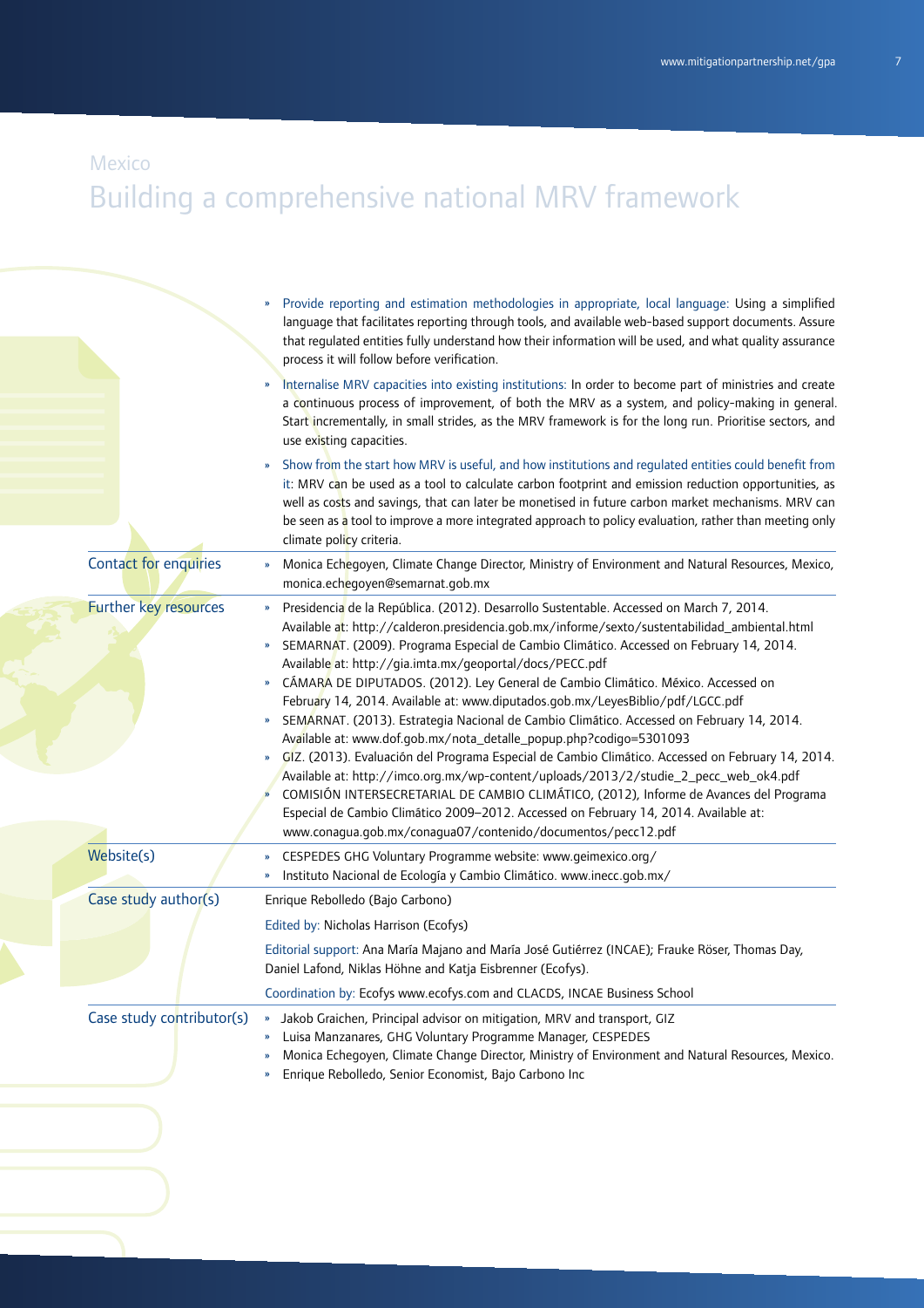Mexico

# Building a comprehensive national MRV framework

- Provide reporting and estimation methodologies in appropriate, local language: Using a simplified language that facilitates reporting through tools, and available web-based support documents. Assure that regulated entities fully understand how their information will be used, and what quality assurance process it will follow before verification.
- Internalise MRV capacities into existing institutions: In order to become part of ministries and create a continuous process of improvement, of both the MRV as a system, and policy-making in general. Start incrementally, in small strides, as the MRV framework is for the long run. Prioritise sectors, and use existing capacities.
- Show from the start how MRV is useful, and how institutions and regulated entities could benefit from it: MRV can be used as a tool to calculate carbon footprint and emission reduction opportunities, as well as costs and savings, that can later be monetised in future carbon market mechanisms. MRV can be seen as a tool to improve a more integrated approach to policy evaluation, rather than meeting only climate policy criteria.

## Contact for enquiries

- Monica Echegoyen, Climate Change Director, Ministry of Environment and Natural Resources, Mexico, monica.echegoyen@semarnat.gob.mx

## Further key resources

- Presidencia de la República. (2012). Desarrollo Sustentable. Accessed on March 7, 2014. Available at: http://calderon.presidencia.gob.mx/informe/sexto/sustentabilidad_ambiental.html
- SEMARNAT. (2009). Programa Especial de Cambio Climático. Accessed on February 14, 2014. Available at: http://gia.imta.mx/geoportal/docs/PECC.pdf
- CÁMARA DE DIPUTADOS. (2012). Ley General de Cambio Climático. México. Accessed on February 14, 2014. Available at: www.diputados.gob.mx/LeyesBiblio/pdf/LGCC.pdf
- SEMARNAT. (2013). Estrategia Nacional de Cambio Climático. Accessed on February 14, 2014. Available at: www.dof.gob.mx/nota_detalle_popup.php?codigo=5301093
- GIZ. (2013). Evaluación del Programa Especial de Cambio Climático. Accessed on February 14, 2014. Available at: http://imco.org.mx/wp-content/uploads/2013/2/studie_2_pecc_web_ok4.pdf
- COMISIÓN INTERSECRETARIAL DE CAMBIO CLIMÁTICO, (2012), Informe de Avances del Programa Especial de Cambio Climático 2009–2012. Accessed on February 14, 2014. Available at: www.conagua.gob.mx/conagua07/contenido/documentos/pecc12.pdf

## Website(s)

- CESPEDES GHG Voluntary Programme website: www.geimexico.org/
- Instituto Nacional de Ecología y Cambio Climático. www.inecc.gob.mx/

## Case study author(s)

Enrique Rebolledo (Bajo Carbono)

Edited by: Nicholas Harrison (Ecofys)

Editorial support: Ana María Majano and María José Gutiérrez (INCAE); Frauke Röser, Thomas Day, Daniel Lafond, Niklas Höhne and Katja Eisbrenner (Ecofys).

Coordination by: Ecofys www.ecofys.com and CLACDS, INCAE Business School

## Case study contributor(s)

- Jakob Graichen, Principal advisor on mitigation, MRV and transport, GIZ
- Luisa Manzanares, GHG Voluntary Programme Manager, CESPEDES
- Monica Echegoyen, Climate Change Director, Ministry of Environment and Natural Resources, Mexico.
- Enrique Rebolledo, Senior Economist, Bajo Carbono Inc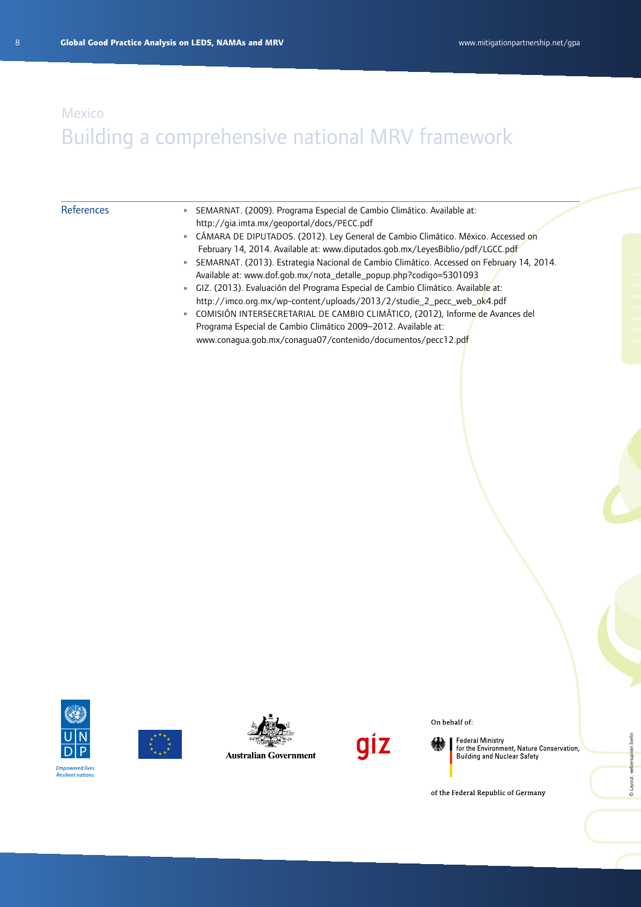Mexico

# Building a comprehensive national MRV framework

## References

- SEMARNAT. (2009). Programa Especial de Cambio Climático. Available at: http://gia.imta.mx/geoportal/docs/PECC.pdf
- CÁMARA DE DIPUTADOS. (2012). Ley General de Cambio Climático. México. Accessed on February 14, 2014. Available at: www.diputados.gob.mx/LeyesBiblio/pdf/LGCC.pdf
- SEMARNAT. (2013). Estrategia Nacional de Cambio Climático. Accessed on February 14, 2014. Available at: www.dof.gob.mx/nota_detalle_popup.php?codigo=5301093
- GIZ. (2013). Evaluación del Programa Especial de Cambio Climático. Available at: http://imco.org.mx/wp-content/uploads/2013/2/studie_2_pecc_web_ok4.pdf
- COMISIÓN INTERSECRETARIAL DE CAMBIO CLIMÁTICO, (2012), Informe de Avances del Programa Especial de Cambio Climático 2009–2012. Available at: www.conagua.gob.mx/conagua07/contenido/documentos/pecc12.pdf

UNDP Empowered lives. Resilient nations.

Australian Government

giz

On behalf of:

Federal Ministry for the Environment, Nature Conservation, Building and Nuclear Safety

of the Federal Republic of Germany

© Layout: webersupiran.berlin